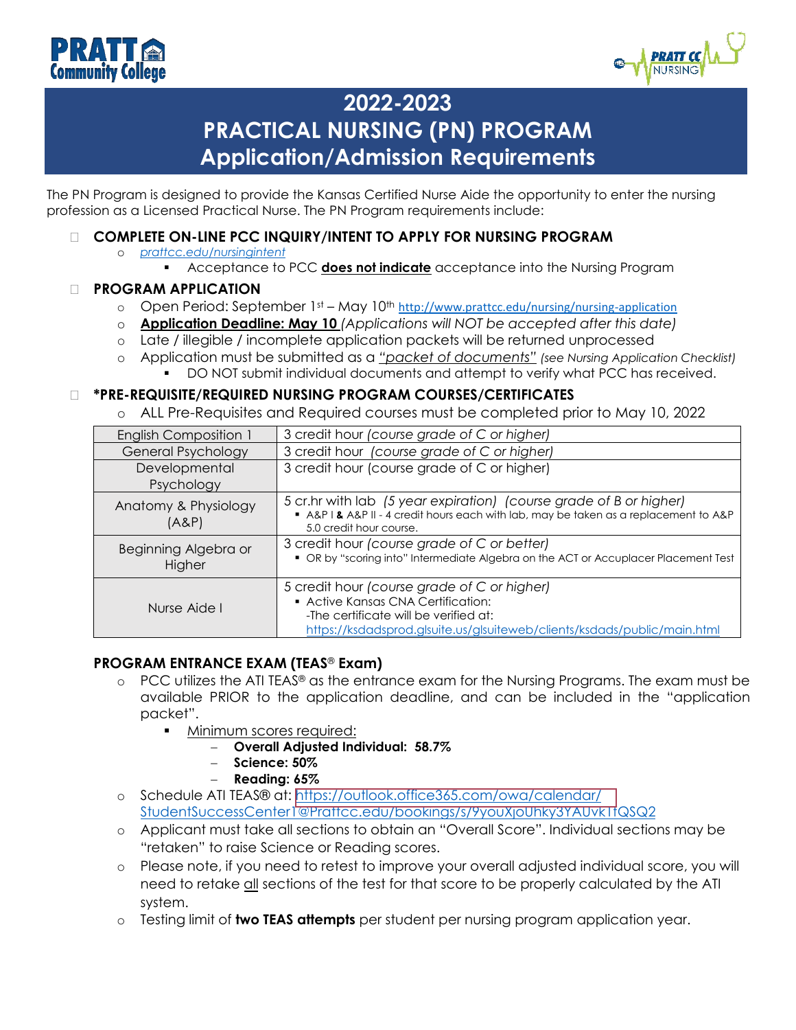# 2022-2023
# PRACTICAL NURSING (PN) PROGRAM
# Application/Admission Requirements

The PN Program is designed to provide the Kansas Certified Nurse Aide the opportunity to enter the nursing profession as a Licensed Practical Nurse. The PN Program requirements include:

- **COMPLETE ON-LINE PCC INQUIRY/INTENT TO APPLY FOR NURSING PROGRAM**
  - *prattcc.edu/nursingintent*
    - Acceptance to PCC **does not indicate** acceptance into the Nursing Program
- **PROGRAM APPLICATION**
  - Open Period: September 1st – May 10th http://www.prattcc.edu/nursing/nursing-application
  - **Application Deadline: May 10** *(Applications will NOT be accepted after this date)*
  - Late / illegible / incomplete application packets will be returned unprocessed
  - Application must be submitted as a *"packet of documents"* *(see Nursing Application Checklist)*
    - DO NOT submit individual documents and attempt to verify what PCC has received.
- **\*PRE-REQUISITE/REQUIRED NURSING PROGRAM COURSES/CERTIFICATES**
  - ALL Pre-Requisites and Required courses must be completed prior to May 10, 2022

| Course | Requirement |
|---|---|
| English Composition 1 | 3 credit hour *(course grade of C or higher)* |
| General Psychology | 3 credit hour *(course grade of C or higher)* |
| Developmental Psychology | 3 credit hour (course grade of C or higher) |
| Anatomy & Physiology (A&P) | 5 cr.hr with lab *(5 year expiration)* *(course grade of B or higher)* <br>▪ A&P I **&** A&P II - 4 credit hours each with lab, may be taken as a replacement to A&P 5.0 credit hour course. |
| Beginning Algebra or Higher | 3 credit hour *(course grade of C or better)* <br>▪ OR by "scoring into" Intermediate Algebra on the ACT or Accuplacer Placement Test |
| Nurse Aide I | 5 credit hour *(course grade of C or higher)* <br>▪ Active Kansas CNA Certification: <br>-The certificate will be verified at: <br>https://ksdadsprod.glsuite.us/glsuiteweb/clients/ksdads/public/main.html |

**PROGRAM ENTRANCE EXAM (TEAS® Exam)**

- PCC utilizes the ATI TEAS® as the entrance exam for the Nursing Programs. The exam must be available PRIOR to the application deadline, and can be included in the "application packet".
  - Minimum scores required:
    - **Overall Adjusted Individual: 58.7%**
    - **Science: 50%**
    - **Reading: 65%**
- Schedule ATI TEAS® at: https://outlook.office365.com/owa/calendar/StudentSuccessCenter1@Prattcc.edu/bookings/s/9youXjoUhky3YAUvkTfQSQ2
- Applicant must take all sections to obtain an "Overall Score". Individual sections may be "retaken" to raise Science or Reading scores.
- Please note, if you need to retest to improve your overall adjusted individual score, you will need to retake all sections of the test for that score to be properly calculated by the ATI system.
- Testing limit of **two TEAS attempts** per student per nursing program application year.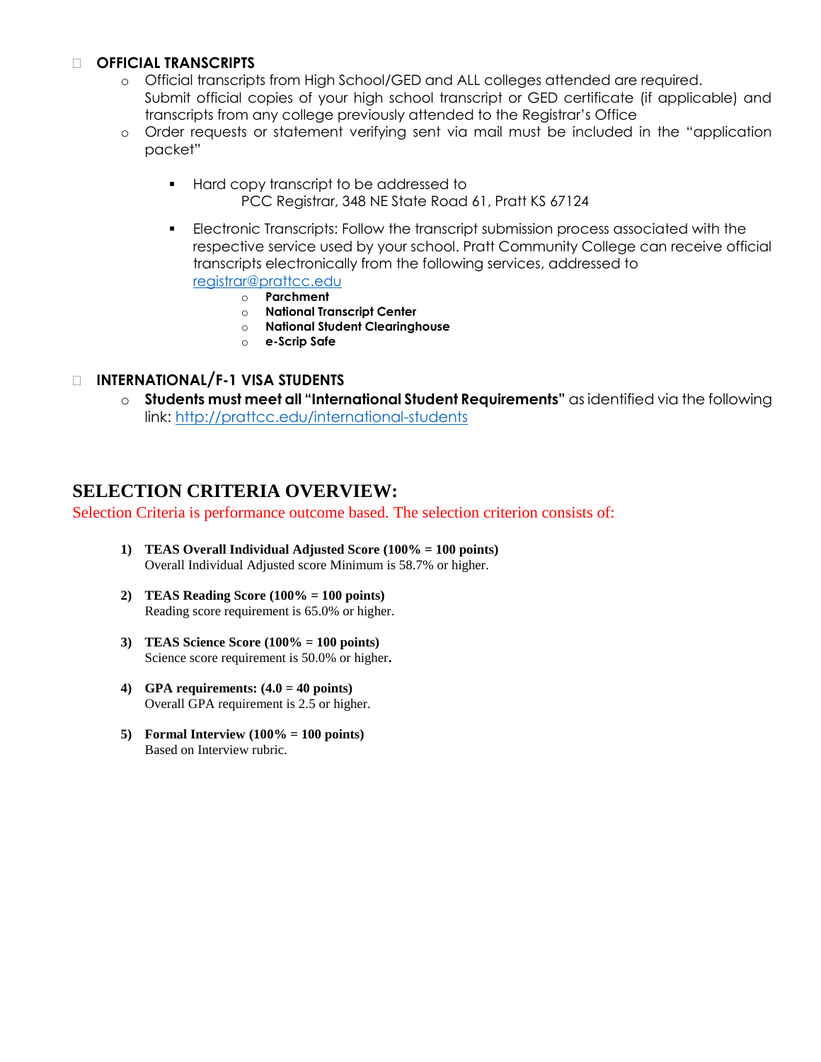- **OFFICIAL TRANSCRIPTS**
  - Official transcripts from High School/GED and ALL colleges attended are required. Submit official copies of your high school transcript or GED certificate (if applicable) and transcripts from any college previously attended to the Registrar's Office
  - Order requests or statement verifying sent via mail must be included in the "application packet"
    - Hard copy transcript to be addressed to
      PCC Registrar, 348 NE State Road 61, Pratt KS 67124
    - Electronic Transcripts: Follow the transcript submission process associated with the respective service used by your school. Pratt Community College can receive official transcripts electronically from the following services, addressed to registrar@prattcc.edu
      - **Parchment**
      - **National Transcript Center**
      - **National Student Clearinghouse**
      - **e-Scrip Safe**

- **INTERNATIONAL/F-1 VISA STUDENTS**
  - **Students must meet all "International Student Requirements"** as identified via the following link: http://prattcc.edu/international-students

## SELECTION CRITERIA OVERVIEW:

Selection Criteria is performance outcome based. The selection criterion consists of:

1) **TEAS Overall Individual Adjusted Score (100% = 100 points)**
   Overall Individual Adjusted score Minimum is 58.7% or higher.

2) **TEAS Reading Score (100% = 100 points)**
   Reading score requirement is 65.0% or higher.

3) **TEAS Science Score (100% = 100 points)**
   Science score requirement is 50.0% or higher.

4) **GPA requirements: (4.0 = 40 points)**
   Overall GPA requirement is 2.5 or higher.

5) **Formal Interview (100% = 100 points)**
   Based on Interview rubric.